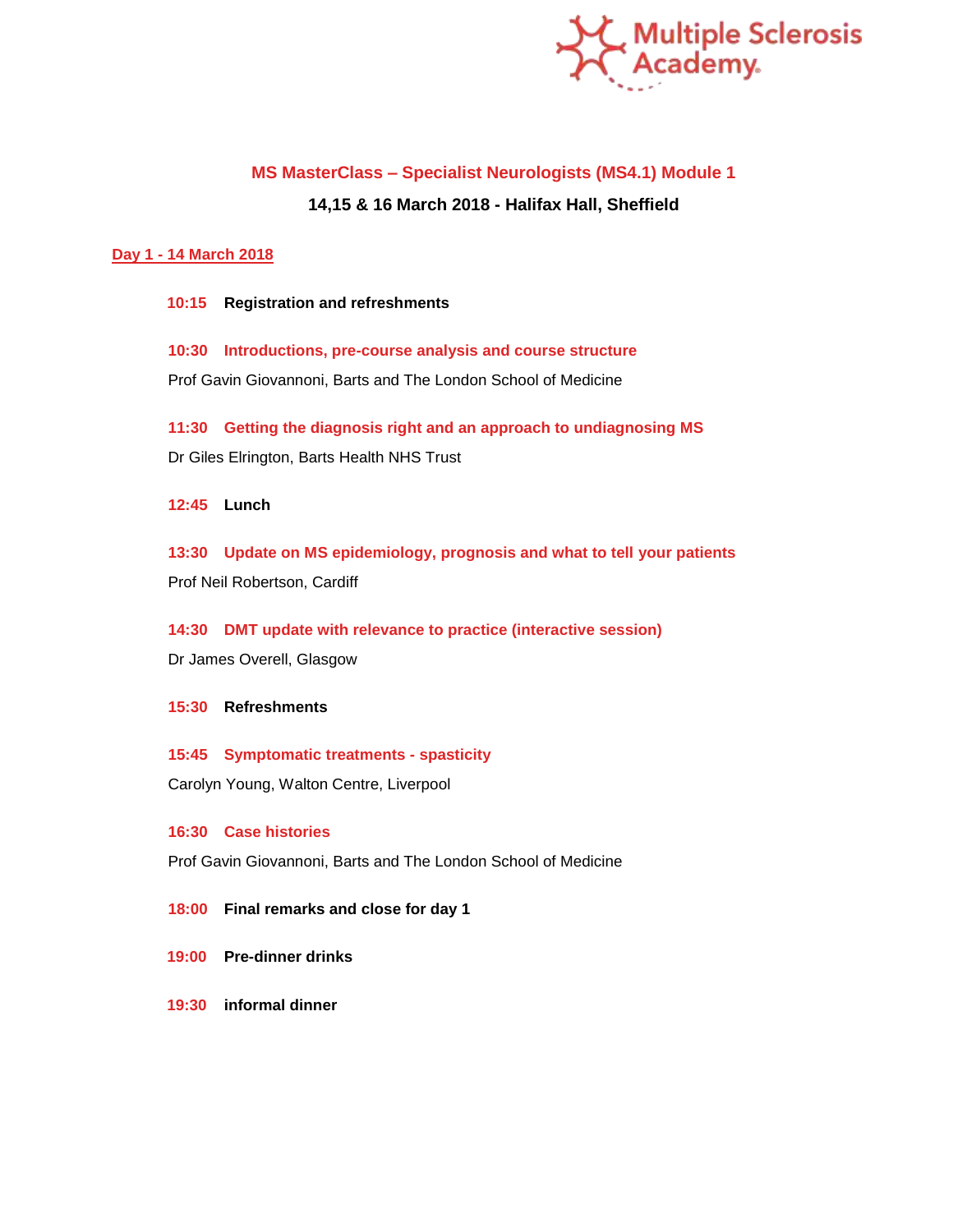Multiple Sclerosis Academy

# MS MasterClass – Specialist Neurologists (MS4.1) Module 1

**14,15 & 16 March 2018 - Halifax Hall, Sheffield**

## Day 1 - 14 March 2018

**10:15 Registration and refreshments**

**10:30 Introductions, pre-course analysis and course structure**

Prof Gavin Giovannoni, Barts and The London School of Medicine

**11:30 Getting the diagnosis right and an approach to undiagnosing MS**

Dr Giles Elrington, Barts Health NHS Trust

**12:45 Lunch**

**13:30 Update on MS epidemiology, prognosis and what to tell your patients**

Prof Neil Robertson, Cardiff

**14:30 DMT update with relevance to practice (interactive session)**

Dr James Overell, Glasgow

**15:30 Refreshments**

**15:45 Symptomatic treatments - spasticity**

Carolyn Young, Walton Centre, Liverpool

**16:30 Case histories**

Prof Gavin Giovannoni, Barts and The London School of Medicine

**18:00 Final remarks and close for day 1**

**19:00 Pre-dinner drinks**

**19:30 informal dinner**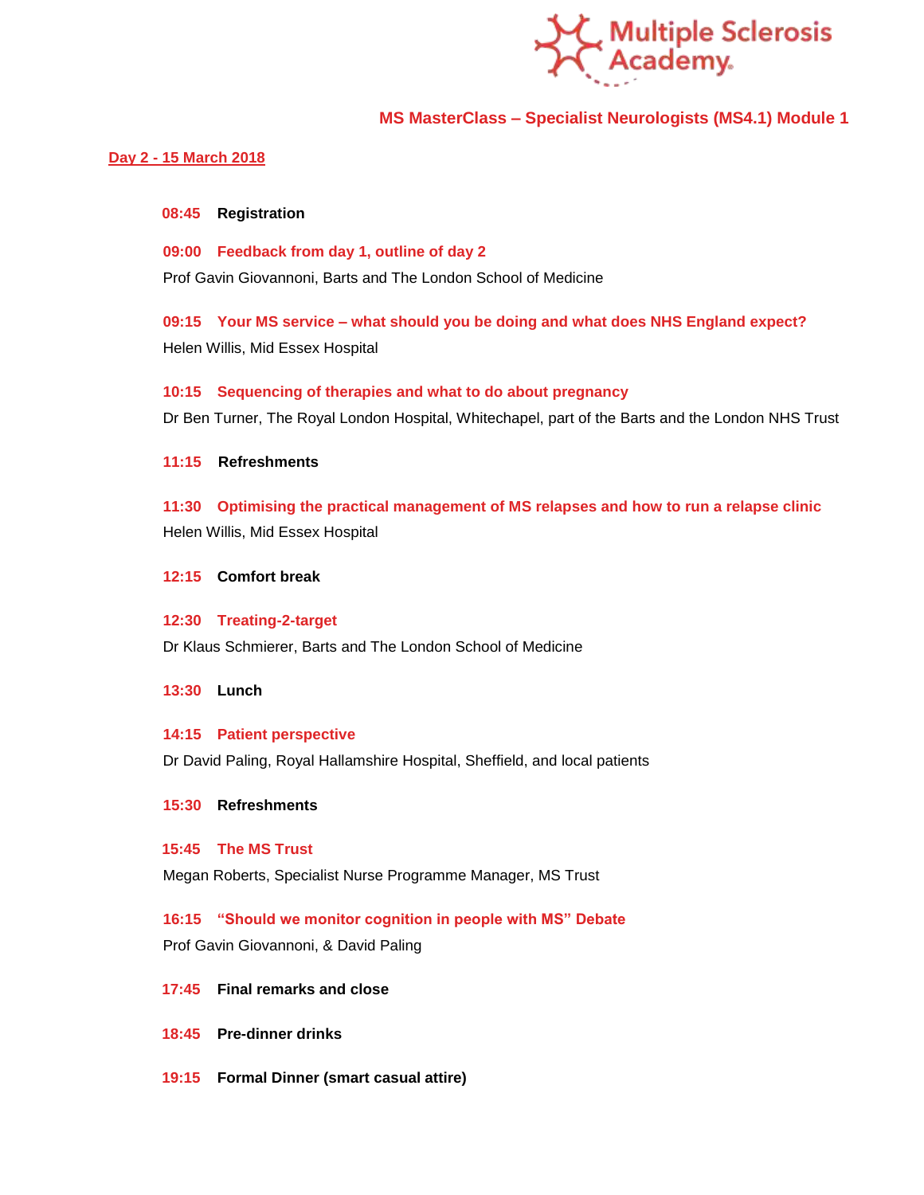Multiple Sclerosis Academy

## MS MasterClass – Specialist Neurologists (MS4.1) Module 1

**Day 2 - 15 March 2018**

**08:45 Registration**

**09:00 Feedback from day 1, outline of day 2**
Prof Gavin Giovannoni, Barts and The London School of Medicine

**09:15 Your MS service – what should you be doing and what does NHS England expect?**
Helen Willis, Mid Essex Hospital

**10:15 Sequencing of therapies and what to do about pregnancy**
Dr Ben Turner, The Royal London Hospital, Whitechapel, part of the Barts and the London NHS Trust

**11:15 Refreshments**

**11:30 Optimising the practical management of MS relapses and how to run a relapse clinic**
Helen Willis, Mid Essex Hospital

**12:15 Comfort break**

**12:30 Treating-2-target**
Dr Klaus Schmierer, Barts and The London School of Medicine

**13:30 Lunch**

**14:15 Patient perspective**
Dr David Paling, Royal Hallamshire Hospital, Sheffield, and local patients

**15:30 Refreshments**

**15:45 The MS Trust**
Megan Roberts, Specialist Nurse Programme Manager, MS Trust

**16:15 "Should we monitor cognition in people with MS" Debate**
Prof Gavin Giovannoni, & David Paling

**17:45 Final remarks and close**

**18:45 Pre-dinner drinks**

**19:15 Formal Dinner (smart casual attire)**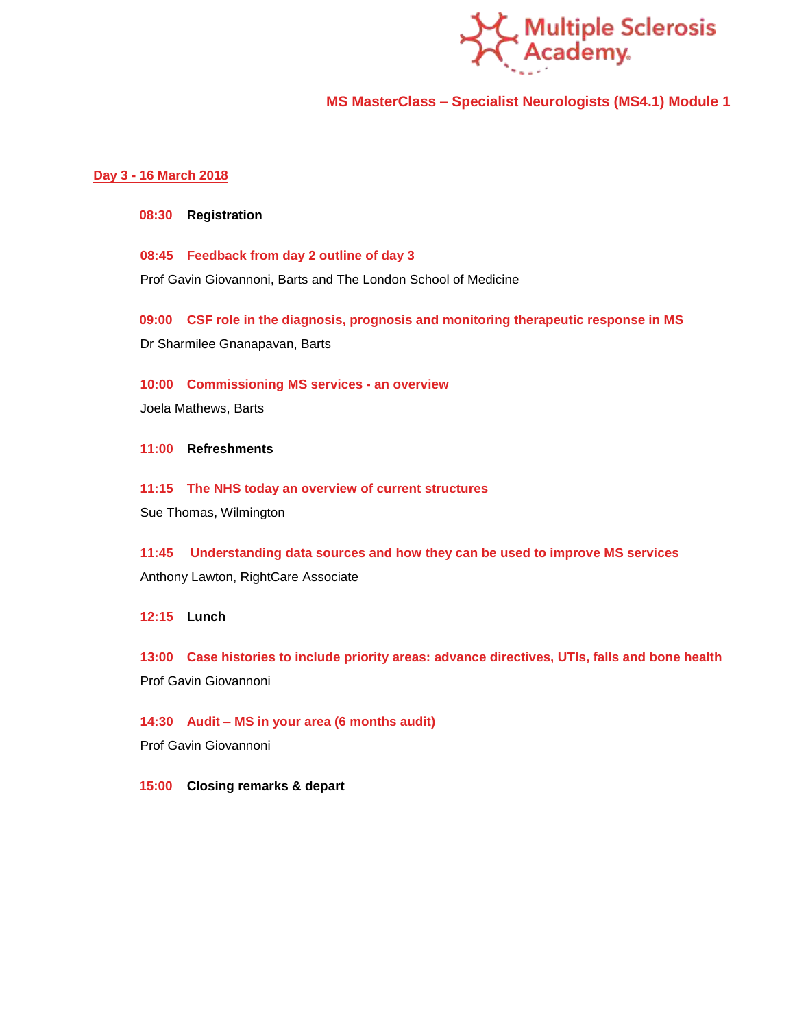Multiple Sclerosis Academy

## MS MasterClass – Specialist Neurologists (MS4.1) Module 1

### Day 3 - 16 March 2018

**08:30 Registration**

**08:45 Feedback from day 2 outline of day 3**

Prof Gavin Giovannoni, Barts and The London School of Medicine

**09:00 CSF role in the diagnosis, prognosis and monitoring therapeutic response in MS**

Dr Sharmilee Gnanapavan, Barts

**10:00 Commissioning MS services - an overview**

Joela Mathews, Barts

**11:00 Refreshments**

**11:15 The NHS today an overview of current structures**

Sue Thomas, Wilmington

**11:45 Understanding data sources and how they can be used to improve MS services**

Anthony Lawton, RightCare Associate

**12:15 Lunch**

**13:00 Case histories to include priority areas: advance directives, UTIs, falls and bone health**

Prof Gavin Giovannoni

**14:30 Audit – MS in your area (6 months audit)**

Prof Gavin Giovannoni

**15:00 Closing remarks & depart**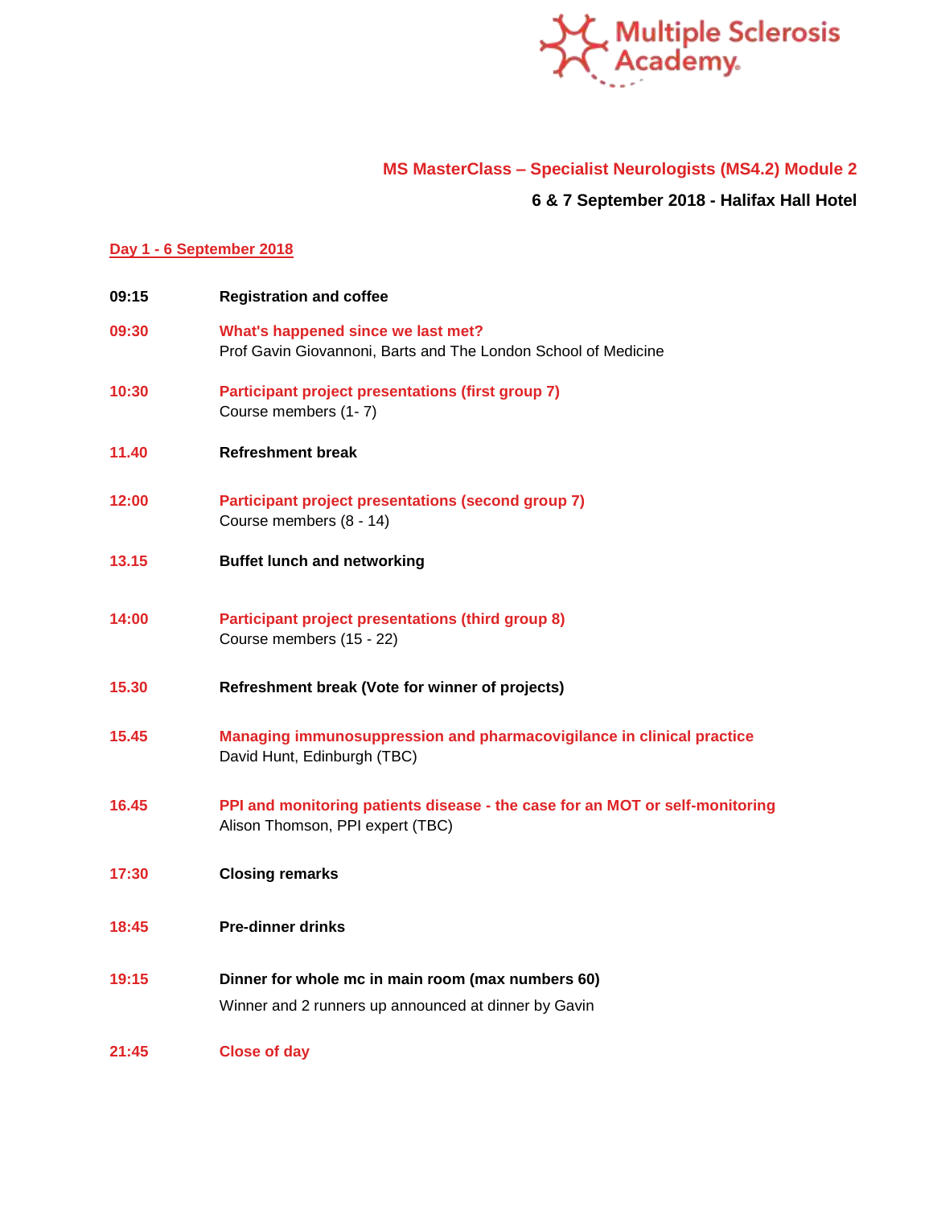## MS MasterClass – Specialist Neurologists (MS4.2) Module 2

**6 & 7 September 2018 - Halifax Hall Hotel**

### Day 1 - 6 September 2018

**09:15** **Registration and coffee**

**09:30** **What's happened since we last met?**
Prof Gavin Giovannoni, Barts and The London School of Medicine

**10:30** **Participant project presentations (first group 7)**
Course members (1- 7)

**11.40** **Refreshment break**

**12:00** **Participant project presentations (second group 7)**
Course members (8 - 14)

**13.15** **Buffet lunch and networking**

**14:00** **Participant project presentations (third group 8)**
Course members (15 - 22)

**15.30** **Refreshment break (Vote for winner of projects)**

**15.45** **Managing immunosuppression and pharmacovigilance in clinical practice**
David Hunt, Edinburgh (TBC)

**16.45** **PPI and monitoring patients disease - the case for an MOT or self-monitoring**
Alison Thomson, PPI expert (TBC)

**17:30** **Closing remarks**

**18:45** **Pre-dinner drinks**

**19:15** **Dinner for whole mc in main room (max numbers 60)**
Winner and 2 runners up announced at dinner by Gavin

**21:45** **Close of day**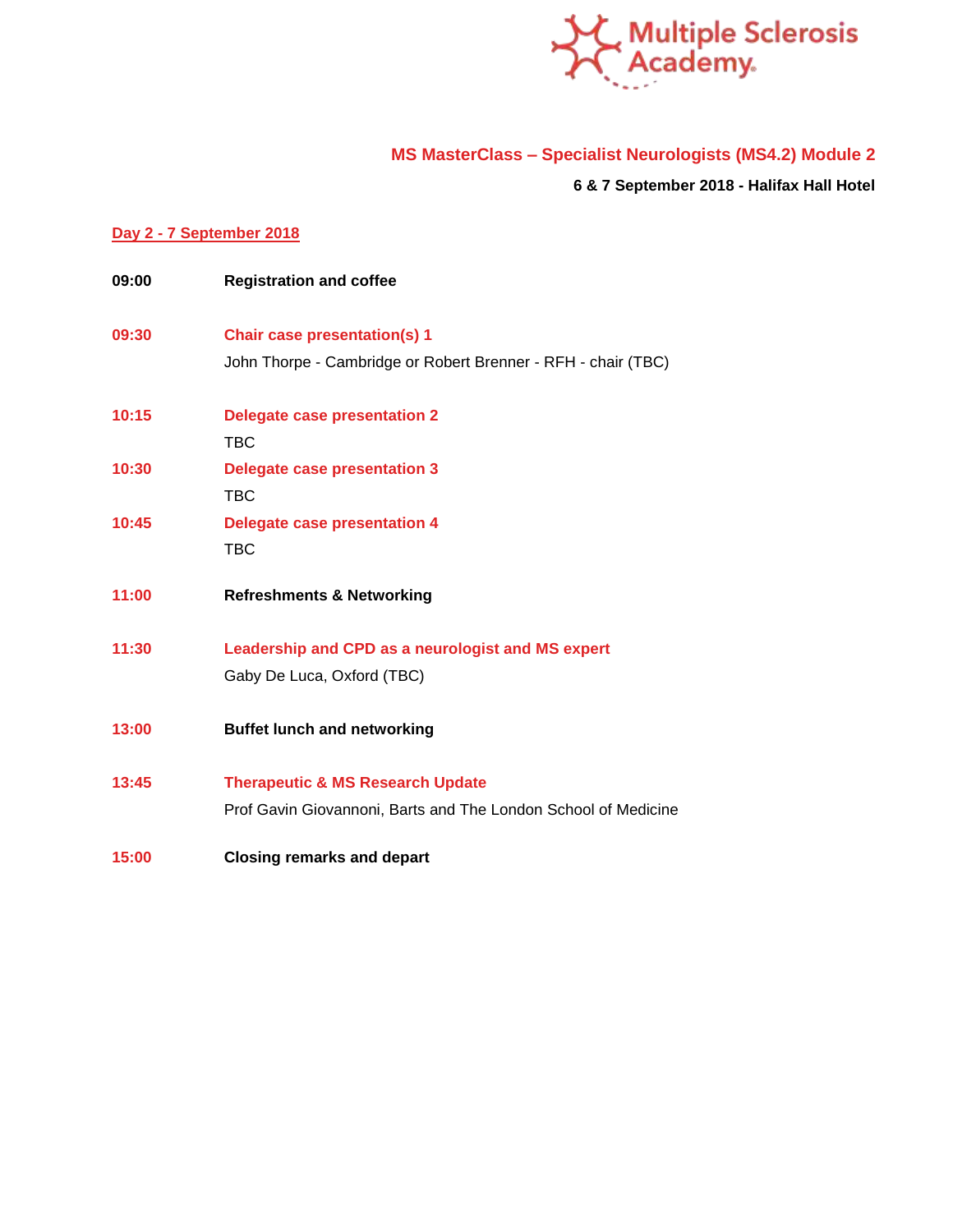Multiple Sclerosis Academy

## MS MasterClass – Specialist Neurologists (MS4.2) Module 2

**6 & 7 September 2018 - Halifax Hall Hotel**

### Day 2 - 7 September 2018

**09:00** **Registration and coffee**

**09:30** **Chair case presentation(s) 1**
John Thorpe - Cambridge or Robert Brenner - RFH - chair (TBC)

**10:15** **Delegate case presentation 2**
TBC

**10:30** **Delegate case presentation 3**
TBC

**10:45** **Delegate case presentation 4**
TBC

**11:00** **Refreshments & Networking**

**11:30** **Leadership and CPD as a neurologist and MS expert**
Gaby De Luca, Oxford (TBC)

**13:00** **Buffet lunch and networking**

**13:45** **Therapeutic & MS Research Update**
Prof Gavin Giovannoni, Barts and The London School of Medicine

**15:00** **Closing remarks and depart**